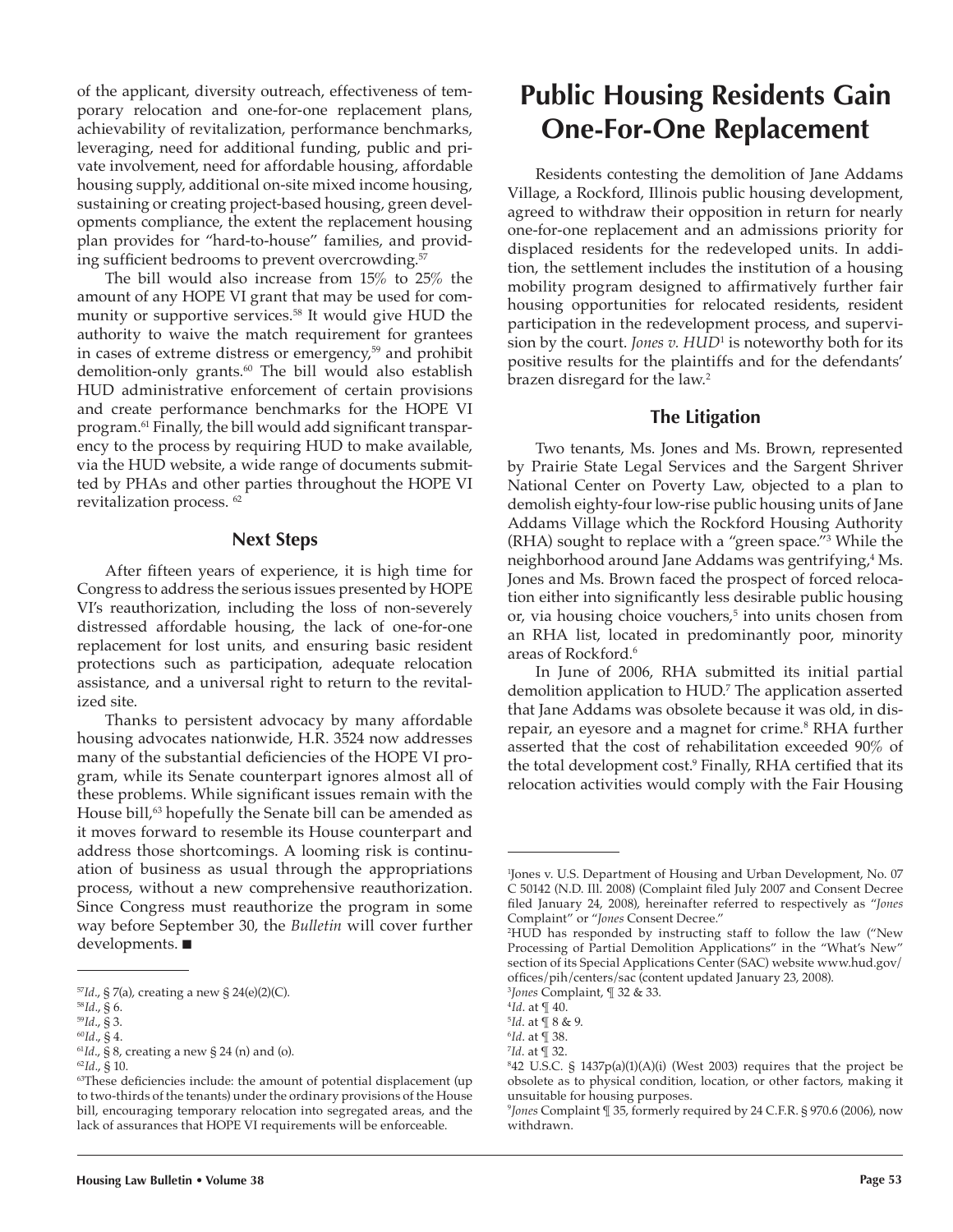of the applicant, diversity outreach, effectiveness of temporary relocation and one-for-one replacement plans, achievability of revitalization, performance benchmarks, leveraging, need for additional funding, public and private involvement, need for affordable housing, affordable housing supply, additional on-site mixed income housing, sustaining or creating project-based housing, green developments compliance, the extent the replacement housing plan provides for "hard-to-house" families, and providing sufficient bedrooms to prevent overcrowding.[57]

The bill would also increase from 15% to 25% the amount of any HOPE VI grant that may be used for community or supportive services.[58] It would give HUD the authority to waive the match requirement for grantees in cases of extreme distress or emergency,[59] and prohibit demolition-only grants.[60] The bill would also establish HUD administrative enforcement of certain provisions and create performance benchmarks for the HOPE VI program.[61] Finally, the bill would add significant transparency to the process by requiring HUD to make available, via the HUD website, a wide range of documents submitted by PHAs and other parties throughout the HOPE VI revitalization process. [62]

### Next Steps

After fifteen years of experience, it is high time for Congress to address the serious issues presented by HOPE VI's reauthorization, including the loss of non-severely distressed affordable housing, the lack of one-for-one replacement for lost units, and ensuring basic resident protections such as participation, adequate relocation assistance, and a universal right to return to the revitalized site.

Thanks to persistent advocacy by many affordable housing advocates nationwide, H.R. 3524 now addresses many of the substantial deficiencies of the HOPE VI program, while its Senate counterpart ignores almost all of these problems. While significant issues remain with the House bill,[63] hopefully the Senate bill can be amended as it moves forward to resemble its House counterpart and address those shortcomings. A looming risk is continuation of business as usual through the appropriations process, without a new comprehensive reauthorization. Since Congress must reauthorize the program in some way before September 30, the *Bulletin* will cover further developments. ■

[57] *Id*., § 7(a), creating a new § 24(e)(2)(C).
[58] *Id*., § 6.
[59] *Id*., § 3.
[60] *Id*., § 4.
[61] *Id*., § 8, creating a new § 24 (n) and (o).
[62] *Id*., § 10.
[63] These deficiencies include: the amount of potential displacement (up to two-thirds of the tenants) under the ordinary provisions of the House bill, encouraging temporary relocation into segregated areas, and the lack of assurances that HOPE VI requirements will be enforceable.

# Public Housing Residents Gain One-For-One Replacement

Residents contesting the demolition of Jane Addams Village, a Rockford, Illinois public housing development, agreed to withdraw their opposition in return for nearly one-for-one replacement and an admissions priority for displaced residents for the redeveloped units. In addition, the settlement includes the institution of a housing mobility program designed to affirmatively further fair housing opportunities for relocated residents, resident participation in the redevelopment process, and supervision by the court. *Jones v. HUD*[1] is noteworthy both for its positive results for the plaintiffs and for the defendants' brazen disregard for the law.[2]

### The Litigation

Two tenants, Ms. Jones and Ms. Brown, represented by Prairie State Legal Services and the Sargent Shriver National Center on Poverty Law, objected to a plan to demolish eighty-four low-rise public housing units of Jane Addams Village which the Rockford Housing Authority (RHA) sought to replace with a "green space."[3] While the neighborhood around Jane Addams was gentrifying,[4] Ms. Jones and Ms. Brown faced the prospect of forced relocation either into significantly less desirable public housing or, via housing choice vouchers,[5] into units chosen from an RHA list, located in predominantly poor, minority areas of Rockford.[6]

In June of 2006, RHA submitted its initial partial demolition application to HUD.[7] The application asserted that Jane Addams was obsolete because it was old, in disrepair, an eyesore and a magnet for crime.[8] RHA further asserted that the cost of rehabilitation exceeded 90% of the total development cost.[9] Finally, RHA certified that its relocation activities would comply with the Fair Housing

[1] Jones v. U.S. Department of Housing and Urban Development, No. 07 C 50142 (N.D. Ill. 2008) (Complaint filed July 2007 and Consent Decree filed January 24, 2008), hereinafter referred to respectively as "*Jones* Complaint" or "*Jones* Consent Decree."
[2] HUD has responded by instructing staff to follow the law ("New Processing of Partial Demolition Applications" in the "What's New" section of its Special Applications Center (SAC) website www.hud.gov/offices/pih/centers/sac (content updated January 23, 2008).
[3] *Jones* Complaint, ¶ 32 & 33.
[4] *Id*. at ¶ 40.
[5] *Id*. at ¶ 8 & 9.
[6] *Id*. at ¶ 38.
[7] *Id*. at ¶ 32.
[8] 42 U.S.C. § 1437p(a)(1)(A)(i) (West 2003) requires that the project be obsolete as to physical condition, location, or other factors, making it unsuitable for housing purposes.
[9] *Jones* Complaint ¶ 35, formerly required by 24 C.F.R. § 970.6 (2006), now withdrawn.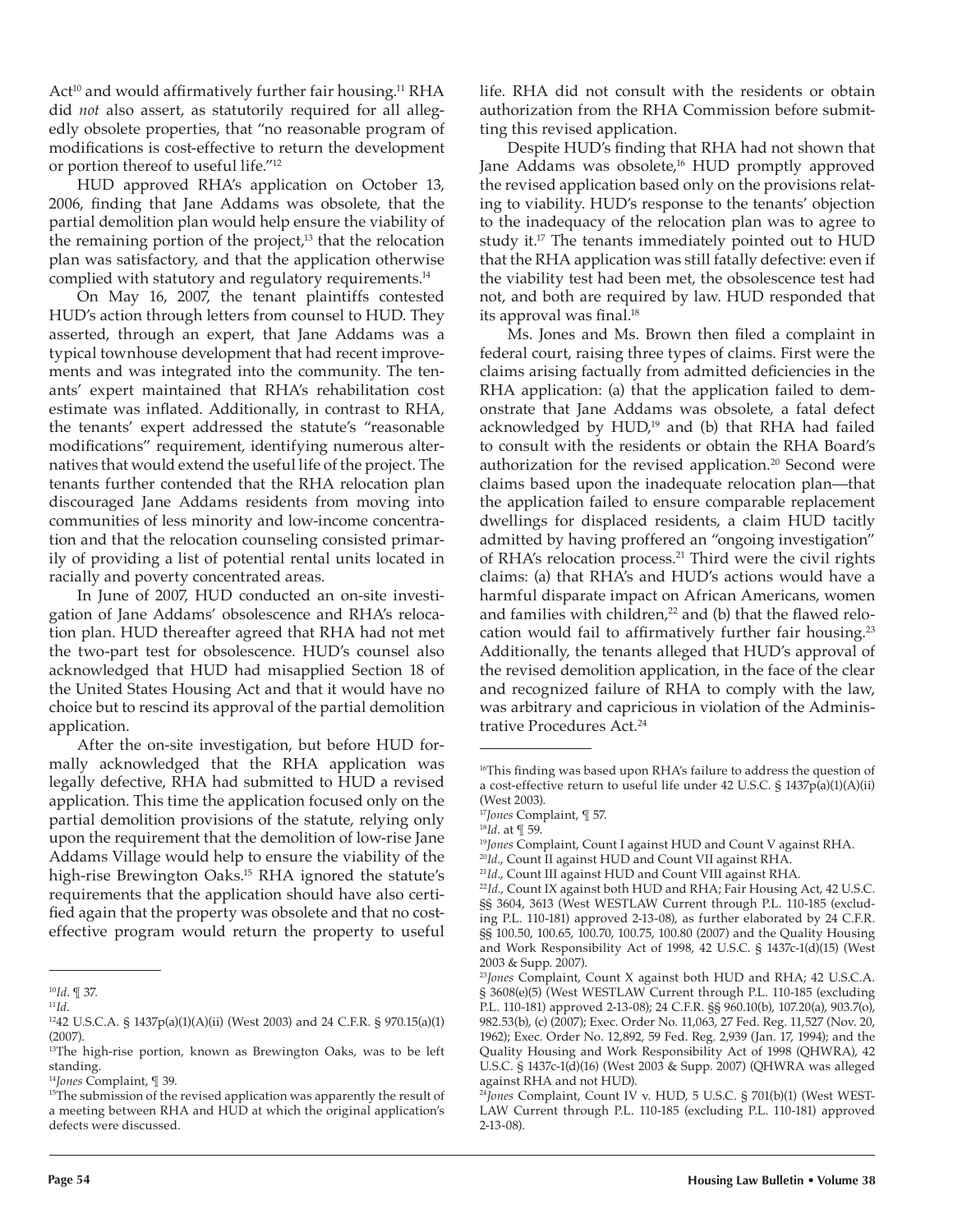Act[10] and would affirmatively further fair housing.[11] RHA did *not* also assert, as statutorily required for all allegedly obsolete properties, that "no reasonable program of modifications is cost-effective to return the development or portion thereof to useful life."[12]

HUD approved RHA's application on October 13, 2006, finding that Jane Addams was obsolete, that the partial demolition plan would help ensure the viability of the remaining portion of the project,[13] that the relocation plan was satisfactory, and that the application otherwise complied with statutory and regulatory requirements.[14]

On May 16, 2007, the tenant plaintiffs contested HUD's action through letters from counsel to HUD. They asserted, through an expert, that Jane Addams was a typical townhouse development that had recent improvements and was integrated into the community. The tenants' expert maintained that RHA's rehabilitation cost estimate was inflated. Additionally, in contrast to RHA, the tenants' expert addressed the statute's "reasonable modifications" requirement, identifying numerous alternatives that would extend the useful life of the project. The tenants further contended that the RHA relocation plan discouraged Jane Addams residents from moving into communities of less minority and low-income concentration and that the relocation counseling consisted primarily of providing a list of potential rental units located in racially and poverty concentrated areas.

In June of 2007, HUD conducted an on-site investigation of Jane Addams' obsolescence and RHA's relocation plan. HUD thereafter agreed that RHA had not met the two-part test for obsolescence. HUD's counsel also acknowledged that HUD had misapplied Section 18 of the United States Housing Act and that it would have no choice but to rescind its approval of the partial demolition application.

After the on-site investigation, but before HUD formally acknowledged that the RHA application was legally defective, RHA had submitted to HUD a revised application. This time the application focused only on the partial demolition provisions of the statute, relying only upon the requirement that the demolition of low-rise Jane Addams Village would help to ensure the viability of the high-rise Brewington Oaks.[15] RHA ignored the statute's requirements that the application should have also certified again that the property was obsolete and that no cost-effective program would return the property to useful life. RHA did not consult with the residents or obtain authorization from the RHA Commission before submitting this revised application.

Despite HUD's finding that RHA had not shown that Jane Addams was obsolete,[16] HUD promptly approved the revised application based only on the provisions relating to viability. HUD's response to the tenants' objection to the inadequacy of the relocation plan was to agree to study it.[17] The tenants immediately pointed out to HUD that the RHA application was still fatally defective: even if the viability test had been met, the obsolescence test had not, and both are required by law. HUD responded that its approval was final.[18]

Ms. Jones and Ms. Brown then filed a complaint in federal court, raising three types of claims. First were the claims arising factually from admitted deficiencies in the RHA application: (a) that the application failed to demonstrate that Jane Addams was obsolete, a fatal defect acknowledged by HUD,[19] and (b) that RHA had failed to consult with the residents or obtain the RHA Board's authorization for the revised application.[20] Second were claims based upon the inadequate relocation plan—that the application failed to ensure comparable replacement dwellings for displaced residents, a claim HUD tacitly admitted by having proffered an "ongoing investigation" of RHA's relocation process.[21] Third were the civil rights claims: (a) that RHA's and HUD's actions would have a harmful disparate impact on African Americans, women and families with children,[22] and (b) that the flawed relocation would fail to affirmatively further fair housing.[23] Additionally, the tenants alleged that HUD's approval of the revised demolition application, in the face of the clear and recognized failure of RHA to comply with the law, was arbitrary and capricious in violation of the Administrative Procedures Act.[24]

---

[10] *Id.* ¶ 37.

[11] *Id*.

[12] 42 U.S.C.A. § 1437p(a)(1)(A)(ii) (West 2003) and 24 C.F.R. § 970.15(a)(1) (2007).

[13] The high-rise portion, known as Brewington Oaks, was to be left standing.

[14] *Jones* Complaint, ¶ 39.

[15] The submission of the revised application was apparently the result of a meeting between RHA and HUD at which the original application's defects were discussed.

[16] This finding was based upon RHA's failure to address the question of a cost-effective return to useful life under 42 U.S.C. § 1437p(a)(1)(A)(ii) (West 2003).

[17] *Jones* Complaint, ¶ 57.

[18] *Id*. at ¶ 59.

[19] *Jones* Complaint, Count I against HUD and Count V against RHA.

[20] *Id*., Count II against HUD and Count VII against RHA.

[21] *Id*., Count III against HUD and Count VIII against RHA.

[22] *Id*., Count IX against both HUD and RHA; Fair Housing Act, 42 U.S.C. §§ 3604, 3613 (West WESTLAW Current through P.L. 110-185 (excluding P.L. 110-181) approved 2-13-08), as further elaborated by 24 C.F.R. §§ 100.50, 100.65, 100.70, 100.75, 100.80 (2007) and the Quality Housing and Work Responsibility Act of 1998, 42 U.S.C. § 1437c-1(d)(15) (West 2003 & Supp. 2007).

[23] *Jones* Complaint, Count X against both HUD and RHA; 42 U.S.C.A. § 3608(e)(5) (West WESTLAW Current through P.L. 110-185 (excluding P.L. 110-181) approved 2-13-08); 24 C.F.R. §§ 960.10(b), 107.20(a), 903.7(o), 982.53(b), (c) (2007); Exec. Order No. 11,063, 27 Fed. Reg. 11,527 (Nov. 20, 1962); Exec. Order No. 12,892, 59 Fed. Reg. 2,939 (Jan. 17, 1994); and the Quality Housing and Work Responsibility Act of 1998 (QHWRA), 42 U.S.C. § 1437c-1(d)(16) (West 2003 & Supp. 2007) (QHWRA was alleged against RHA and not HUD).

[24] *Jones* Complaint, Count IV v. HUD, 5 U.S.C. § 701(b)(1) (West WESTLAW Current through P.L. 110-185 (excluding P.L. 110-181) approved 2-13-08).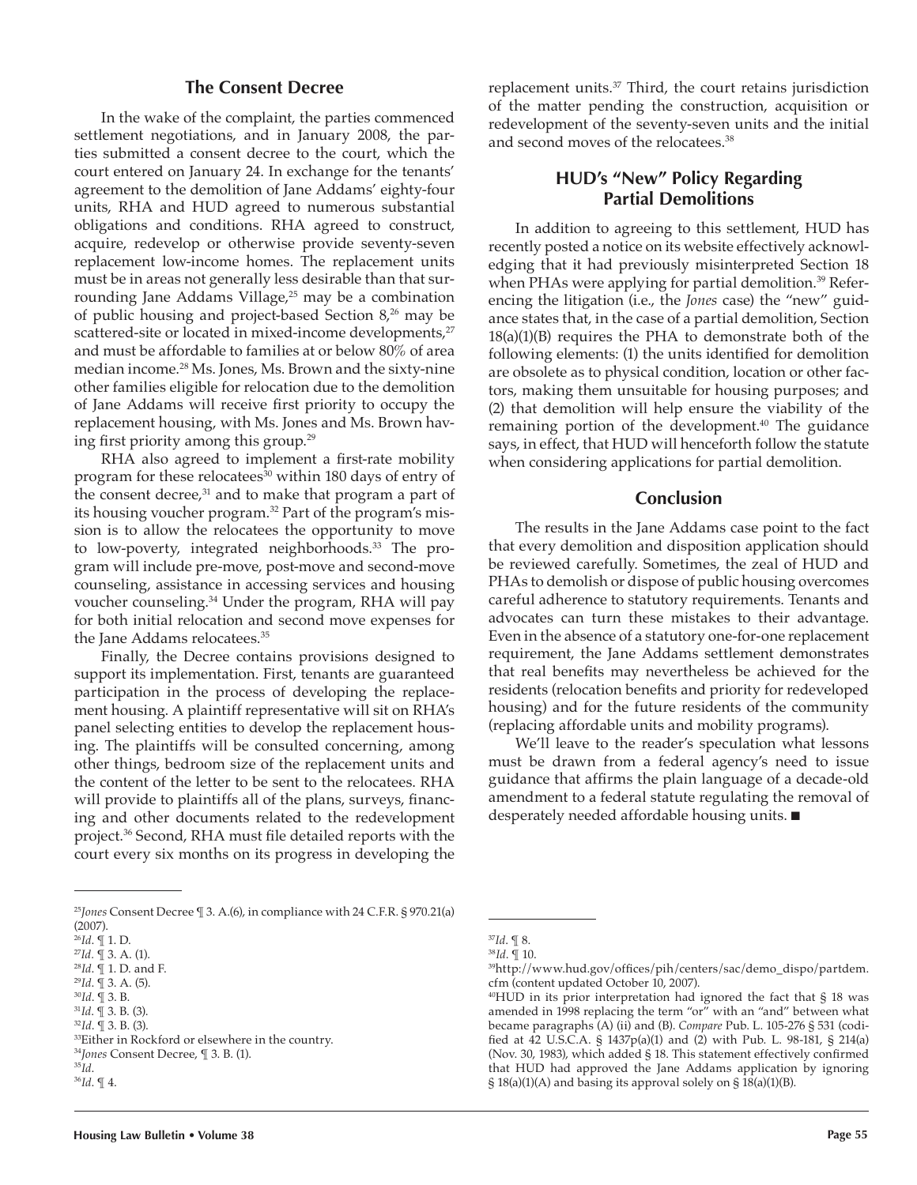## The Consent Decree

In the wake of the complaint, the parties commenced settlement negotiations, and in January 2008, the parties submitted a consent decree to the court, which the court entered on January 24. In exchange for the tenants' agreement to the demolition of Jane Addams' eighty-four units, RHA and HUD agreed to numerous substantial obligations and conditions. RHA agreed to construct, acquire, redevelop or otherwise provide seventy-seven replacement low-income homes. The replacement units must be in areas not generally less desirable than that surrounding Jane Addams Village,[25] may be a combination of public housing and project-based Section 8,[26] may be scattered-site or located in mixed-income developments,[27] and must be affordable to families at or below 80% of area median income.[28] Ms. Jones, Ms. Brown and the sixty-nine other families eligible for relocation due to the demolition of Jane Addams will receive first priority to occupy the replacement housing, with Ms. Jones and Ms. Brown having first priority among this group.[29]

RHA also agreed to implement a first-rate mobility program for these relocatees[30] within 180 days of entry of the consent decree,[31] and to make that program a part of its housing voucher program.[32] Part of the program's mission is to allow the relocatees the opportunity to move to low-poverty, integrated neighborhoods.[33] The program will include pre-move, post-move and second-move counseling, assistance in accessing services and housing voucher counseling.[34] Under the program, RHA will pay for both initial relocation and second move expenses for the Jane Addams relocatees.[35]

Finally, the Decree contains provisions designed to support its implementation. First, tenants are guaranteed participation in the process of developing the replacement housing. A plaintiff representative will sit on RHA's panel selecting entities to develop the replacement housing. The plaintiffs will be consulted concerning, among other things, bedroom size of the replacement units and the content of the letter to be sent to the relocatees. RHA will provide to plaintiffs all of the plans, surveys, financing and other documents related to the redevelopment project.[36] Second, RHA must file detailed reports with the court every six months on its progress in developing the replacement units.[37] Third, the court retains jurisdiction of the matter pending the construction, acquisition or redevelopment of the seventy-seven units and the initial and second moves of the relocatees.[38]

## HUD's "New" Policy Regarding Partial Demolitions

In addition to agreeing to this settlement, HUD has recently posted a notice on its website effectively acknowledging that it had previously misinterpreted Section 18 when PHAs were applying for partial demolition.[39] Referencing the litigation (i.e., the *Jones* case) the "new" guidance states that, in the case of a partial demolition, Section 18(a)(1)(B) requires the PHA to demonstrate both of the following elements: (1) the units identified for demolition are obsolete as to physical condition, location or other factors, making them unsuitable for housing purposes; and (2) that demolition will help ensure the viability of the remaining portion of the development.[40] The guidance says, in effect, that HUD will henceforth follow the statute when considering applications for partial demolition.

## Conclusion

The results in the Jane Addams case point to the fact that every demolition and disposition application should be reviewed carefully. Sometimes, the zeal of HUD and PHAs to demolish or dispose of public housing overcomes careful adherence to statutory requirements. Tenants and advocates can turn these mistakes to their advantage. Even in the absence of a statutory one-for-one replacement requirement, the Jane Addams settlement demonstrates that real benefits may nevertheless be achieved for the residents (relocation benefits and priority for redeveloped housing) and for the future residents of the community (replacing affordable units and mobility programs).

We'll leave to the reader's speculation what lessons must be drawn from a federal agency's need to issue guidance that affirms the plain language of a decade-old amendment to a federal statute regulating the removal of desperately needed affordable housing units. ■

---

[25] *Jones* Consent Decree ¶ 3. A.(6), in compliance with 24 C.F.R. § 970.21(a) (2007).

[26] *Id*. ¶ 1. D.

[27] *Id*. ¶ 3. A. (1).

[28] *Id*. ¶ 1. D. and F.

[29] *Id*. ¶ 3. A. (5).

[30] *Id*. ¶ 3. B.

[31] *Id*. ¶ 3. B. (3).

[32] *Id*. ¶ 3. B. (3).

[33] Either in Rockford or elsewhere in the country.

[34] *Jones* Consent Decree, ¶ 3. B. (1).

[35] *Id*.

[36] *Id*. ¶ 4.

[37] *Id*. ¶ 8.

[38] *Id*. ¶ 10.

[39] http://www.hud.gov/offices/pih/centers/sac/demo_dispo/partdem.cfm (content updated October 10, 2007).

[40] HUD in its prior interpretation had ignored the fact that § 18 was amended in 1998 replacing the term "or" with an "and" between what became paragraphs (A) (ii) and (B). *Compare* Pub. L. 105-276 § 531 (codified at 42 U.S.C.A. § 1437p(a)(1) and (2) with Pub. L. 98-181, § 214(a) (Nov. 30, 1983), which added § 18. This statement effectively confirmed that HUD had approved the Jane Addams application by ignoring § 18(a)(1)(A) and basing its approval solely on § 18(a)(1)(B).